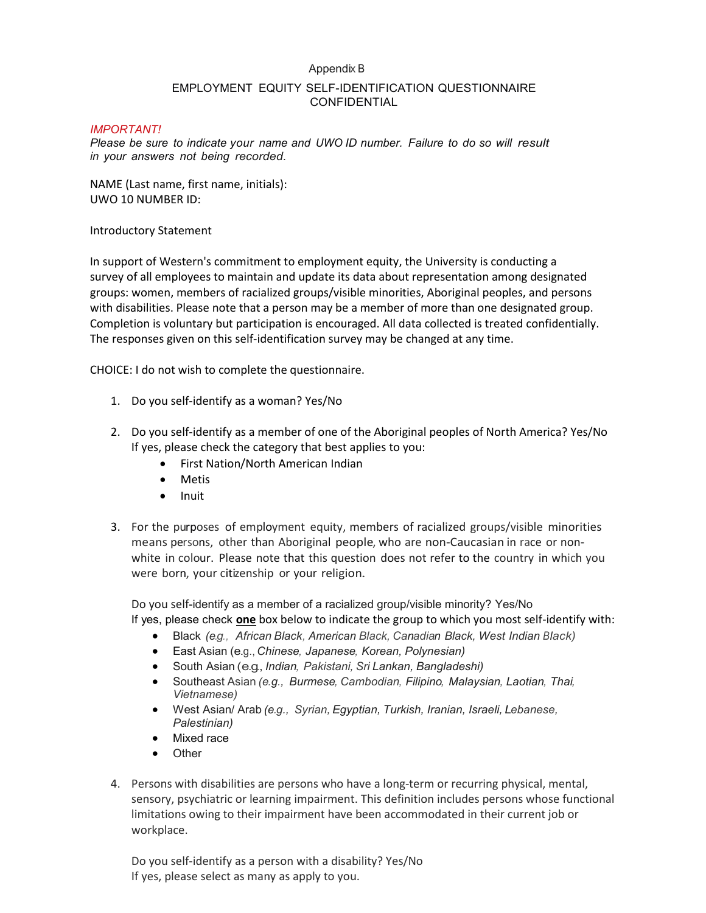Appendix B

# EMPLOYMENT EQUITY SELF-IDENTIFICATION QUESTIONNAIRE
## CONFIDENTIAL

*IMPORTANT!*
*Please be sure to indicate your name and UWO ID number. Failure to do so will result in your answers not being recorded.*

NAME (Last name, first name, initials):
UWO 10 NUMBER ID:

Introductory Statement

In support of Western's commitment to employment equity, the University is conducting a survey of all employees to maintain and update its data about representation among designated groups: women, members of racialized groups/visible minorities, Aboriginal peoples, and persons with disabilities. Please note that a person may be a member of more than one designated group. Completion is voluntary but participation is encouraged. All data collected is treated confidentially. The responses given on this self-identification survey may be changed at any time.

CHOICE: I do not wish to complete the questionnaire.

1. Do you self-identify as a woman? Yes/No

2. Do you self-identify as a member of one of the Aboriginal peoples of North America? Yes/No
   If yes, please check the category that best applies to you:
   - First Nation/North American Indian
   - Metis
   - Inuit

3. For the purposes of employment equity, members of racialized groups/visible minorities means persons, other than Aboriginal people, who are non-Caucasian in race or non-white in colour. Please note that this question does not refer to the country in which you were born, your citizenship or your religion.

   Do you self-identify as a member of a racialized group/visible minority? Yes/No
   If yes, please check **one** box below to indicate the group to which you most self-identify with:
   - Black *(e.g., African Black, American Black, Canadian Black, West Indian Black)*
   - East Asian (e.g., *Chinese, Japanese, Korean, Polynesian)*
   - South Asian (e.g., *Indian, Pakistani, Sri Lankan, Bangladeshi)*
   - Southeast Asian *(e.g., Burmese, Cambodian, Filipino, Malaysian, Laotian, Thai, Vietnamese)*
   - West Asian/ Arab *(e.g., Syrian, Egyptian, Turkish, Iranian, Israeli, Lebanese, Palestinian)*
   - Mixed race
   - Other

4. Persons with disabilities are persons who have a long-term or recurring physical, mental, sensory, psychiatric or learning impairment. This definition includes persons whose functional limitations owing to their impairment have been accommodated in their current job or workplace.

   Do you self-identify as a person with a disability? Yes/No
   If yes, please select as many as apply to you.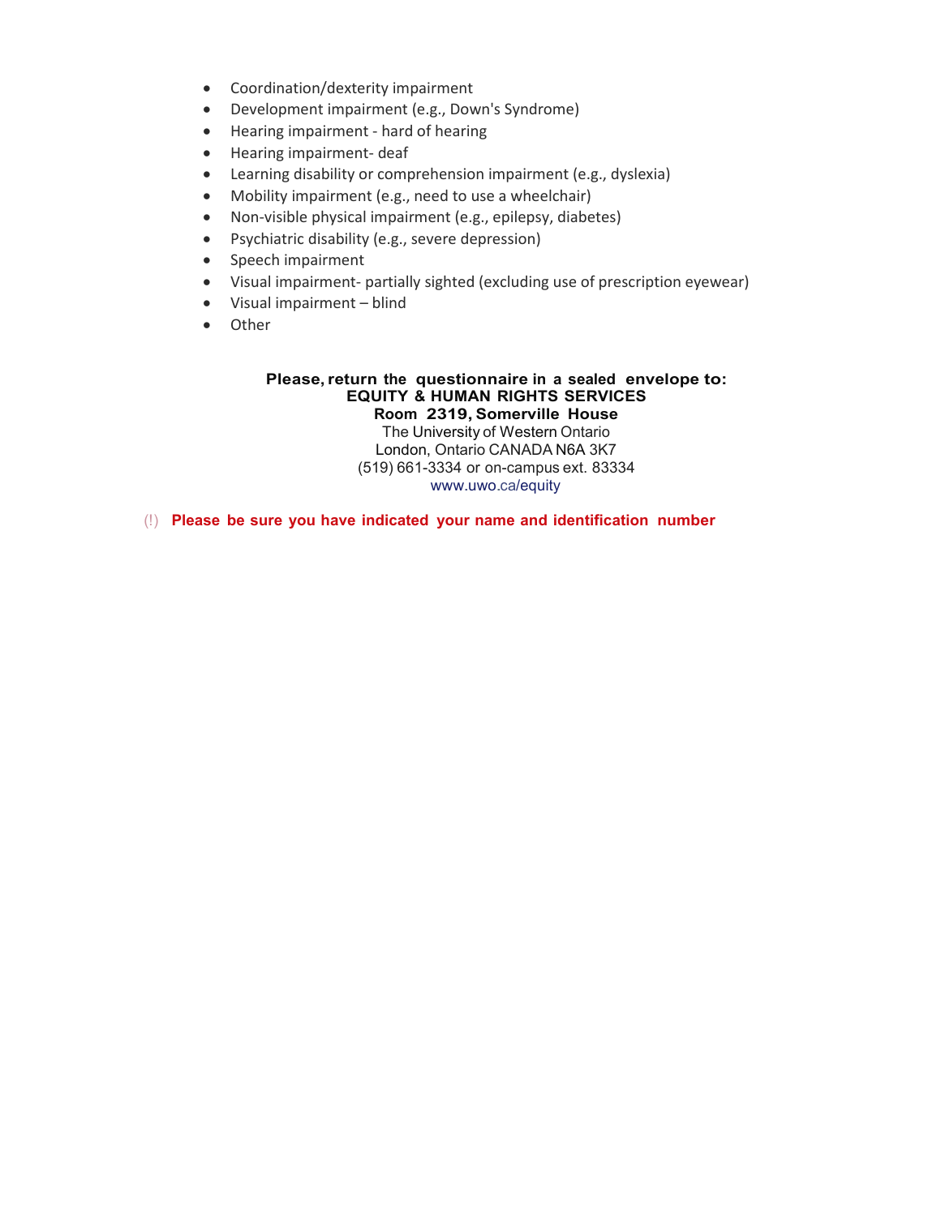- Coordination/dexterity impairment
- Development impairment (e.g., Down's Syndrome)
- Hearing impairment - hard of hearing
- Hearing impairment- deaf
- Learning disability or comprehension impairment (e.g., dyslexia)
- Mobility impairment (e.g., need to use a wheelchair)
- Non-visible physical impairment (e.g., epilepsy, diabetes)
- Psychiatric disability (e.g., severe depression)
- Speech impairment
- Visual impairment- partially sighted (excluding use of prescription eyewear)
- Visual impairment – blind
- Other

**Please, return the questionnaire in a sealed envelope to:**
**EQUITY & HUMAN RIGHTS SERVICES**
**Room 2319, Somerville House**
The University of Western Ontario
London, Ontario CANADA N6A 3K7
(519) 661-3334 or on-campus ext. 83334
www.uwo.ca/equity

(!) **Please be sure you have indicated your name and identification number**